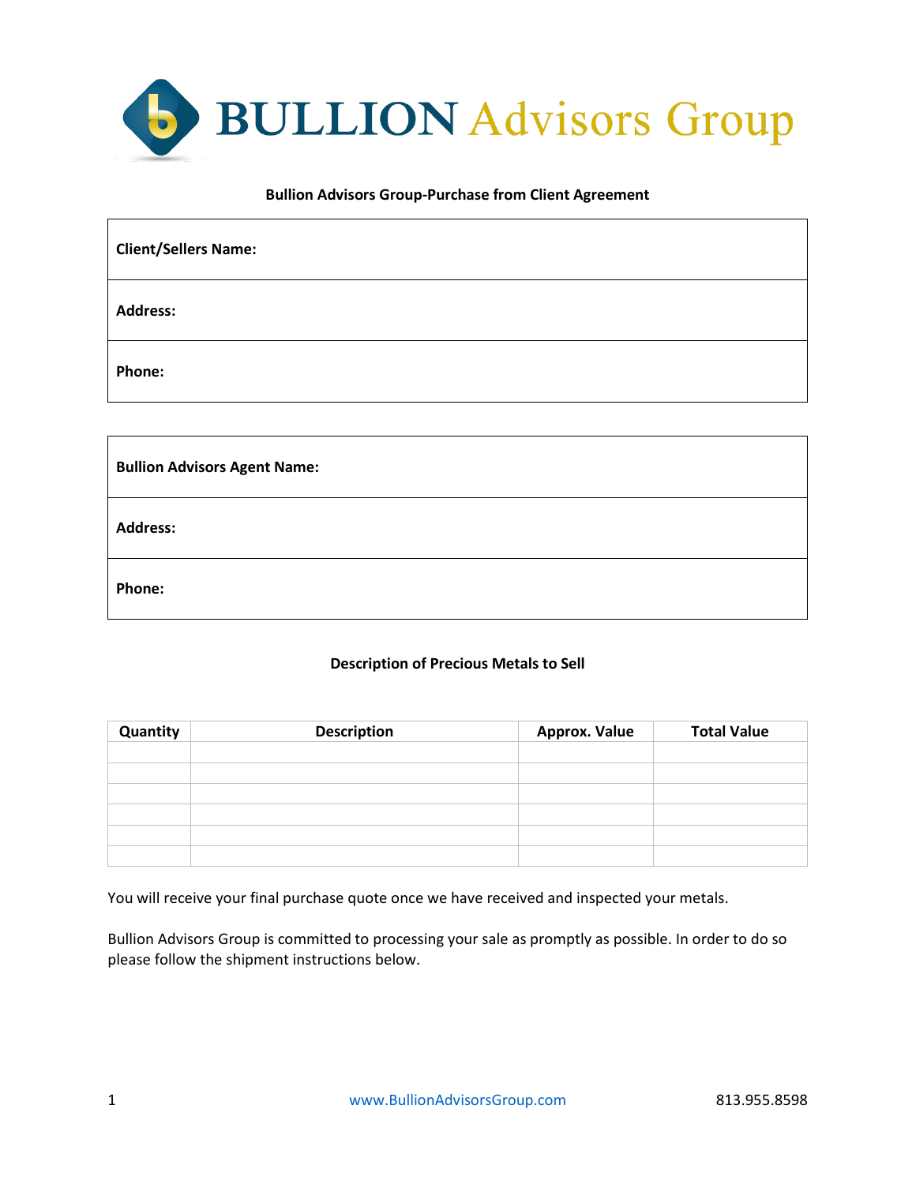# BULLION Advisors Group

**Bullion Advisors Group-Purchase from Client Agreement**

| **Client/Sellers Name:** |
|---|
| **Address:** |
| **Phone:** |

| **Bullion Advisors Agent Name:** |
|---|
| **Address:** |
| **Phone:** |

**Description of Precious Metals to Sell**

| Quantity | Description | Approx. Value | Total Value |
|---|---|---|---|
| | | | |
| | | | |
| | | | |
| | | | |
| | | | |
| | | | |

You will receive your final purchase quote once we have received and inspected your metals.

Bullion Advisors Group is committed to processing your sale as promptly as possible. In order to do so please follow the shipment instructions below.

www.BullionAdvisorsGroup.com 813.955.8598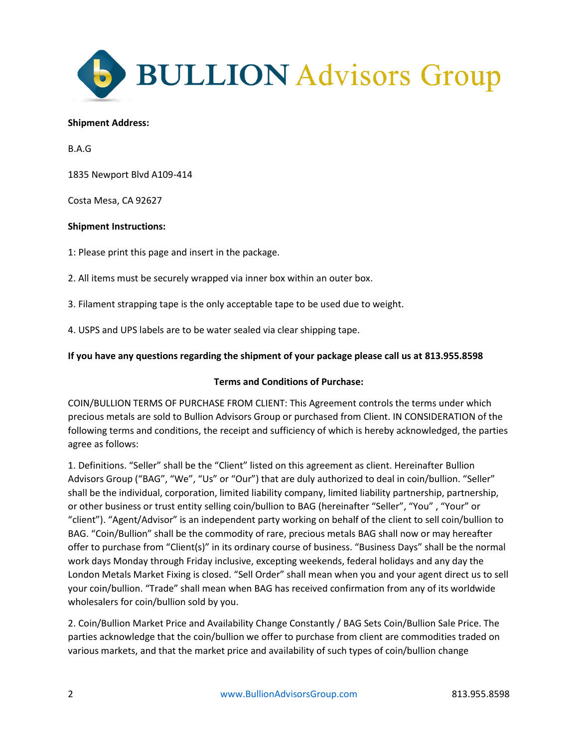**BULLION Advisors Group**

**Shipment Address:**

B.A.G

1835 Newport Blvd A109-414

Costa Mesa, CA 92627

**Shipment Instructions:**

1: Please print this page and insert in the package.

2. All items must be securely wrapped via inner box within an outer box.

3. Filament strapping tape is the only acceptable tape to be used due to weight.

4. USPS and UPS labels are to be water sealed via clear shipping tape.

**If you have any questions regarding the shipment of your package please call us at 813.955.8598**

**Terms and Conditions of Purchase:**

COIN/BULLION TERMS OF PURCHASE FROM CLIENT: This Agreement controls the terms under which precious metals are sold to Bullion Advisors Group or purchased from Client. IN CONSIDERATION of the following terms and conditions, the receipt and sufficiency of which is hereby acknowledged, the parties agree as follows:

1. Definitions. "Seller" shall be the "Client" listed on this agreement as client. Hereinafter Bullion Advisors Group ("BAG", "We", "Us" or "Our") that are duly authorized to deal in coin/bullion. "Seller" shall be the individual, corporation, limited liability company, limited liability partnership, partnership, or other business or trust entity selling coin/bullion to BAG (hereinafter "Seller", "You" , "Your" or "client"). "Agent/Advisor" is an independent party working on behalf of the client to sell coin/bullion to BAG. "Coin/Bullion" shall be the commodity of rare, precious metals BAG shall now or may hereafter offer to purchase from "Client(s)" in its ordinary course of business. "Business Days" shall be the normal work days Monday through Friday inclusive, excepting weekends, federal holidays and any day the London Metals Market Fixing is closed. "Sell Order" shall mean when you and your agent direct us to sell your coin/bullion. "Trade" shall mean when BAG has received confirmation from any of its worldwide wholesalers for coin/bullion sold by you.

2. Coin/Bullion Market Price and Availability Change Constantly / BAG Sets Coin/Bullion Sale Price. The parties acknowledge that the coin/bullion we offer to purchase from client are commodities traded on various markets, and that the market price and availability of such types of coin/bullion change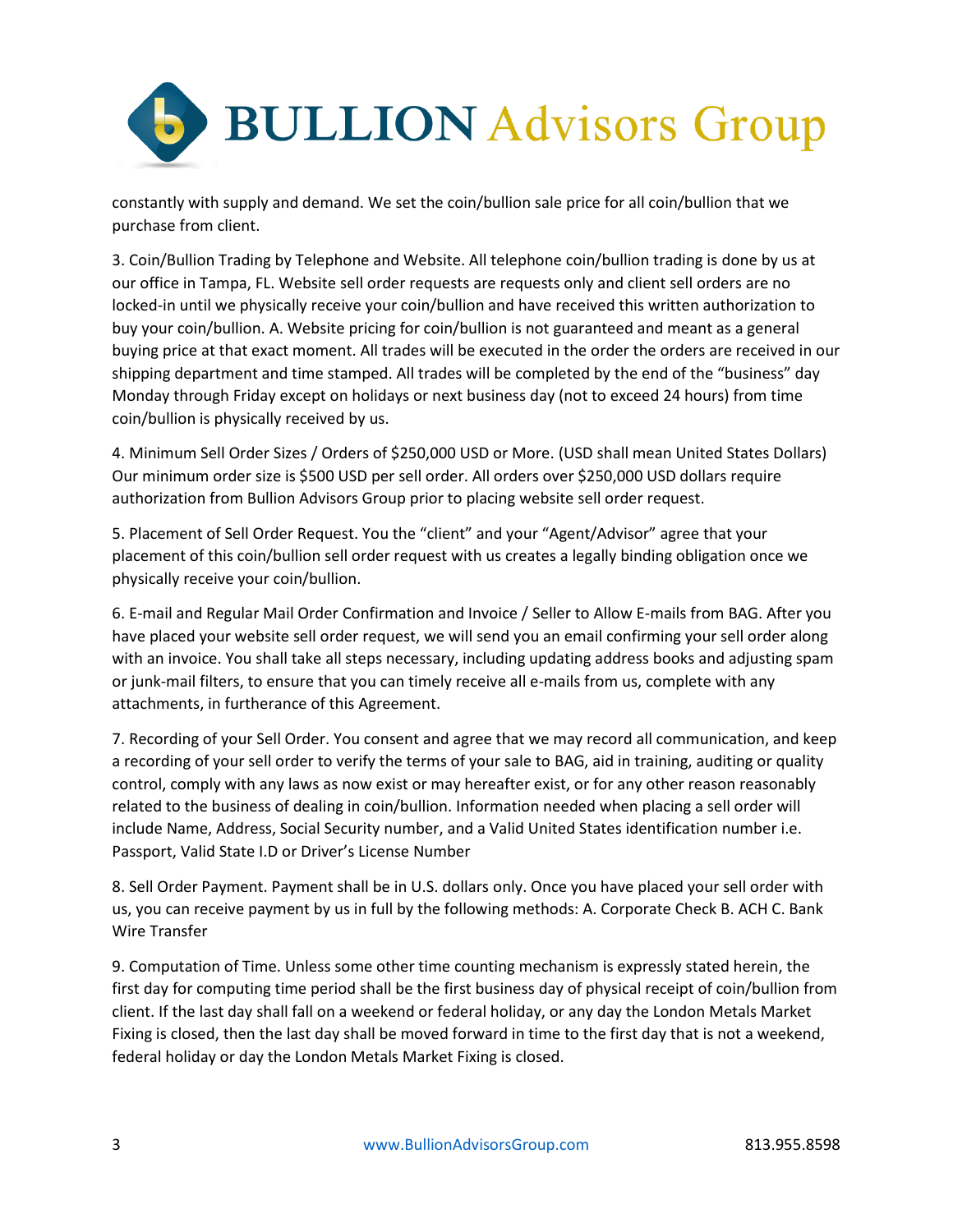constantly with supply and demand. We set the coin/bullion sale price for all coin/bullion that we purchase from client.

3. Coin/Bullion Trading by Telephone and Website. All telephone coin/bullion trading is done by us at our office in Tampa, FL. Website sell order requests are requests only and client sell orders are no locked-in until we physically receive your coin/bullion and have received this written authorization to buy your coin/bullion. A. Website pricing for coin/bullion is not guaranteed and meant as a general buying price at that exact moment. All trades will be executed in the order the orders are received in our shipping department and time stamped. All trades will be completed by the end of the "business" day Monday through Friday except on holidays or next business day (not to exceed 24 hours) from time coin/bullion is physically received by us.

4. Minimum Sell Order Sizes / Orders of $250,000 USD or More. (USD shall mean United States Dollars) Our minimum order size is $500 USD per sell order. All orders over $250,000 USD dollars require authorization from Bullion Advisors Group prior to placing website sell order request.

5. Placement of Sell Order Request. You the "client" and your "Agent/Advisor" agree that your placement of this coin/bullion sell order request with us creates a legally binding obligation once we physically receive your coin/bullion.

6. E-mail and Regular Mail Order Confirmation and Invoice / Seller to Allow E-mails from BAG. After you have placed your website sell order request, we will send you an email confirming your sell order along with an invoice. You shall take all steps necessary, including updating address books and adjusting spam or junk-mail filters, to ensure that you can timely receive all e-mails from us, complete with any attachments, in furtherance of this Agreement.

7. Recording of your Sell Order. You consent and agree that we may record all communication, and keep a recording of your sell order to verify the terms of your sale to BAG, aid in training, auditing or quality control, comply with any laws as now exist or may hereafter exist, or for any other reason reasonably related to the business of dealing in coin/bullion. Information needed when placing a sell order will include Name, Address, Social Security number, and a Valid United States identification number i.e. Passport, Valid State I.D or Driver's License Number

8. Sell Order Payment. Payment shall be in U.S. dollars only. Once you have placed your sell order with us, you can receive payment by us in full by the following methods: A. Corporate Check B. ACH C. Bank Wire Transfer

9. Computation of Time. Unless some other time counting mechanism is expressly stated herein, the first day for computing time period shall be the first business day of physical receipt of coin/bullion from client. If the last day shall fall on a weekend or federal holiday, or any day the London Metals Market Fixing is closed, then the last day shall be moved forward in time to the first day that is not a weekend, federal holiday or day the London Metals Market Fixing is closed.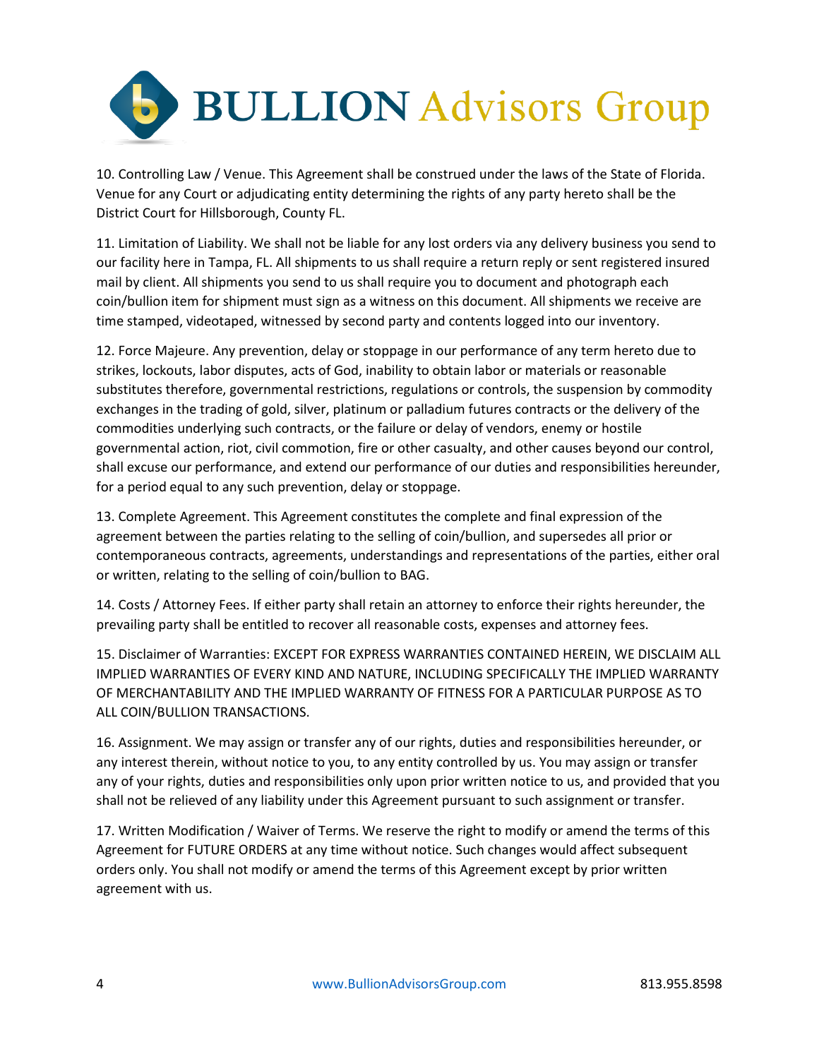10. Controlling Law / Venue. This Agreement shall be construed under the laws of the State of Florida. Venue for any Court or adjudicating entity determining the rights of any party hereto shall be the District Court for Hillsborough, County FL.

11. Limitation of Liability. We shall not be liable for any lost orders via any delivery business you send to our facility here in Tampa, FL. All shipments to us shall require a return reply or sent registered insured mail by client. All shipments you send to us shall require you to document and photograph each coin/bullion item for shipment must sign as a witness on this document. All shipments we receive are time stamped, videotaped, witnessed by second party and contents logged into our inventory.

12. Force Majeure. Any prevention, delay or stoppage in our performance of any term hereto due to strikes, lockouts, labor disputes, acts of God, inability to obtain labor or materials or reasonable substitutes therefore, governmental restrictions, regulations or controls, the suspension by commodity exchanges in the trading of gold, silver, platinum or palladium futures contracts or the delivery of the commodities underlying such contracts, or the failure or delay of vendors, enemy or hostile governmental action, riot, civil commotion, fire or other casualty, and other causes beyond our control, shall excuse our performance, and extend our performance of our duties and responsibilities hereunder, for a period equal to any such prevention, delay or stoppage.

13. Complete Agreement. This Agreement constitutes the complete and final expression of the agreement between the parties relating to the selling of coin/bullion, and supersedes all prior or contemporaneous contracts, agreements, understandings and representations of the parties, either oral or written, relating to the selling of coin/bullion to BAG.

14. Costs / Attorney Fees. If either party shall retain an attorney to enforce their rights hereunder, the prevailing party shall be entitled to recover all reasonable costs, expenses and attorney fees.

15. Disclaimer of Warranties: EXCEPT FOR EXPRESS WARRANTIES CONTAINED HEREIN, WE DISCLAIM ALL IMPLIED WARRANTIES OF EVERY KIND AND NATURE, INCLUDING SPECIFICALLY THE IMPLIED WARRANTY OF MERCHANTABILITY AND THE IMPLIED WARRANTY OF FITNESS FOR A PARTICULAR PURPOSE AS TO ALL COIN/BULLION TRANSACTIONS.

16. Assignment. We may assign or transfer any of our rights, duties and responsibilities hereunder, or any interest therein, without notice to you, to any entity controlled by us. You may assign or transfer any of your rights, duties and responsibilities only upon prior written notice to us, and provided that you shall not be relieved of any liability under this Agreement pursuant to such assignment or transfer.

17. Written Modification / Waiver of Terms. We reserve the right to modify or amend the terms of this Agreement for FUTURE ORDERS at any time without notice. Such changes would affect subsequent orders only. You shall not modify or amend the terms of this Agreement except by prior written agreement with us.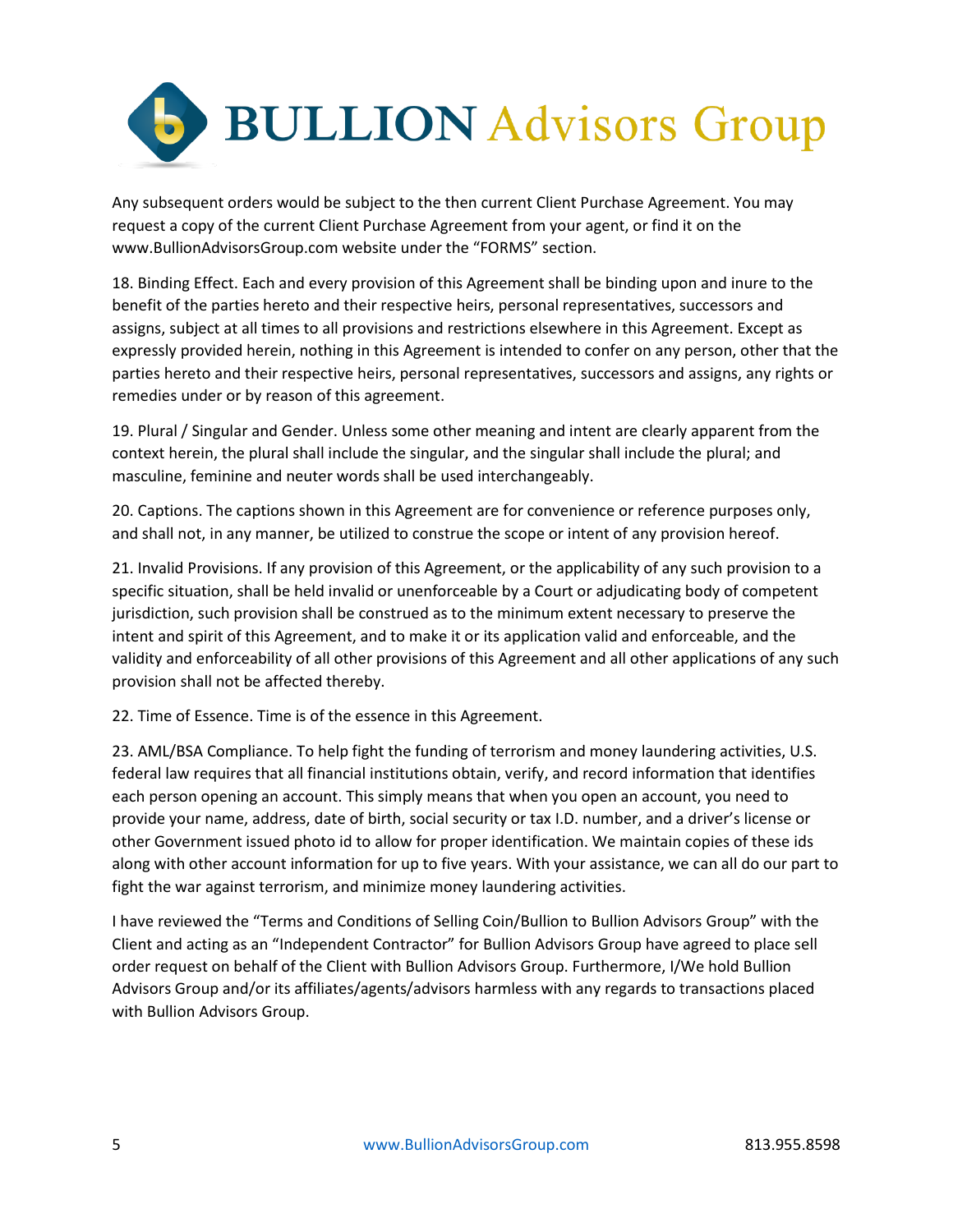Any subsequent orders would be subject to the then current Client Purchase Agreement. You may request a copy of the current Client Purchase Agreement from your agent, or find it on the www.BullionAdvisorsGroup.com website under the "FORMS" section.

18. Binding Effect. Each and every provision of this Agreement shall be binding upon and inure to the benefit of the parties hereto and their respective heirs, personal representatives, successors and assigns, subject at all times to all provisions and restrictions elsewhere in this Agreement. Except as expressly provided herein, nothing in this Agreement is intended to confer on any person, other that the parties hereto and their respective heirs, personal representatives, successors and assigns, any rights or remedies under or by reason of this agreement.

19. Plural / Singular and Gender. Unless some other meaning and intent are clearly apparent from the context herein, the plural shall include the singular, and the singular shall include the plural; and masculine, feminine and neuter words shall be used interchangeably.

20. Captions. The captions shown in this Agreement are for convenience or reference purposes only, and shall not, in any manner, be utilized to construe the scope or intent of any provision hereof.

21. Invalid Provisions. If any provision of this Agreement, or the applicability of any such provision to a specific situation, shall be held invalid or unenforceable by a Court or adjudicating body of competent jurisdiction, such provision shall be construed as to the minimum extent necessary to preserve the intent and spirit of this Agreement, and to make it or its application valid and enforceable, and the validity and enforceability of all other provisions of this Agreement and all other applications of any such provision shall not be affected thereby.

22. Time of Essence. Time is of the essence in this Agreement.

23. AML/BSA Compliance. To help fight the funding of terrorism and money laundering activities, U.S. federal law requires that all financial institutions obtain, verify, and record information that identifies each person opening an account. This simply means that when you open an account, you need to provide your name, address, date of birth, social security or tax I.D. number, and a driver's license or other Government issued photo id to allow for proper identification. We maintain copies of these ids along with other account information for up to five years. With your assistance, we can all do our part to fight the war against terrorism, and minimize money laundering activities.

I have reviewed the "Terms and Conditions of Selling Coin/Bullion to Bullion Advisors Group" with the Client and acting as an "Independent Contractor" for Bullion Advisors Group have agreed to place sell order request on behalf of the Client with Bullion Advisors Group. Furthermore, I/We hold Bullion Advisors Group and/or its affiliates/agents/advisors harmless with any regards to transactions placed with Bullion Advisors Group.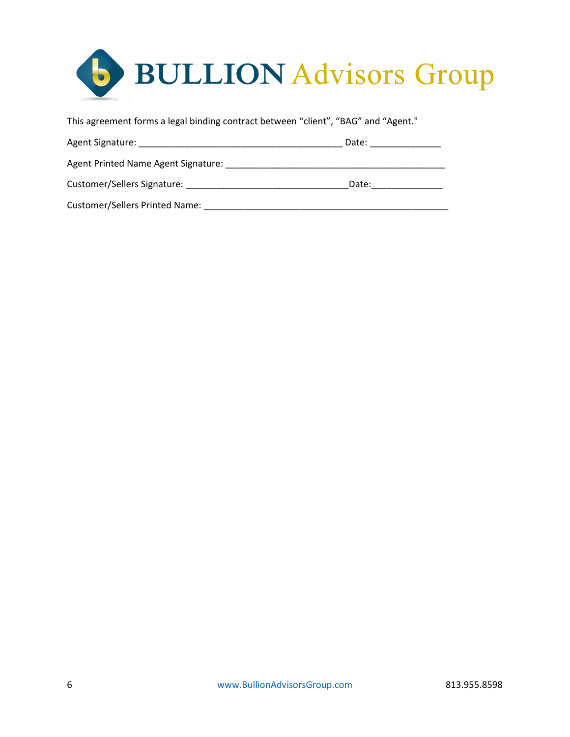# BULLION Advisors Group

This agreement forms a legal binding contract between “client”, “BAG” and “Agent."

Agent Signature: ________________________________________ Date: ______________

Agent Printed Name Agent Signature: ___________________________________________

Customer/Sellers Signature: ________________________________Date:______________

Customer/Sellers Printed Name: ________________________________________________

www.BullionAdvisorsGroup.com 813.955.8598